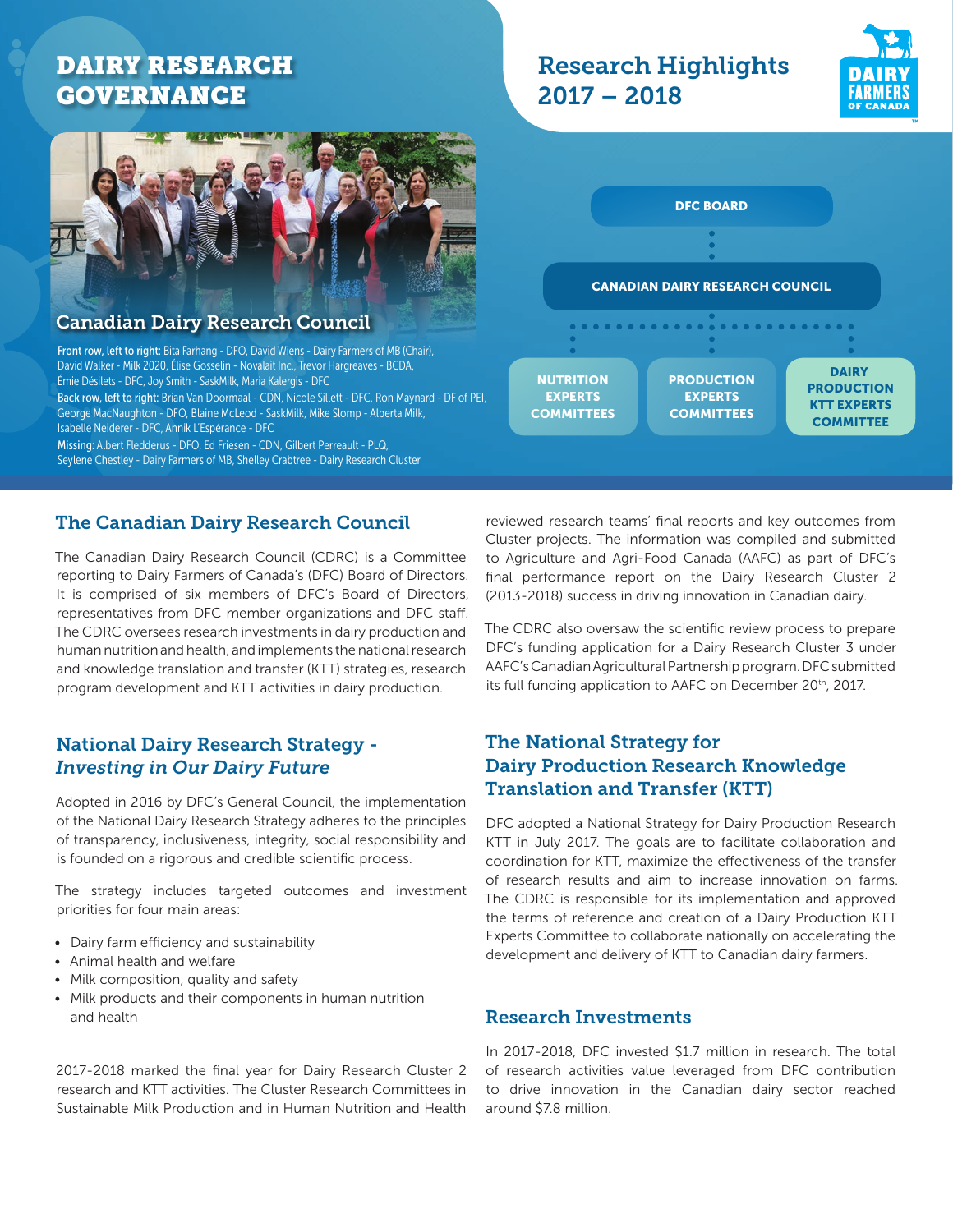# DAIRY RESEARCH GOVERNANCE

## Research Highlights 2017 – 2018

DAIRY FARMERS OF CANADA

### Canadian Dairy Research Council

**Front row, left to right:** Bita Farhang - DFO, David Wiens - Dairy Farmers of MB (Chair), David Walker - Milk 2020, Élise Gosselin - Novalait Inc., Trevor Hargreaves - BCDA, Émie Désilets - DFC, Joy Smith - SaskMilk, Maria Kalergis - DFC

**Back row, left to right:** Brian Van Doormaal - CDN, Nicole Sillett - DFC, Ron Maynard - DF of PEI, George MacNaughton - DFO, Blaine McLeod - SaskMilk, Mike Slomp - Alberta Milk, Isabelle Neiderer - DFC, Annik L'Espérance - DFC

**Missing:** Albert Fledderus - DFO, Ed Friesen - CDN, Gilbert Perreault - PLQ, Seylene Chestley - Dairy Farmers of MB, Shelley Crabtree - Dairy Research Cluster

DFC BOARD

CANADIAN DAIRY RESEARCH COUNCIL

NUTRITION EXPERTS COMMITTEES | PRODUCTION EXPERTS COMMITTEES | DAIRY PRODUCTION KTT EXPERTS COMMITTEE

## The Canadian Dairy Research Council

The Canadian Dairy Research Council (CDRC) is a Committee reporting to Dairy Farmers of Canada's (DFC) Board of Directors. It is comprised of six members of DFC's Board of Directors, representatives from DFC member organizations and DFC staff. The CDRC oversees research investments in dairy production and human nutrition and health, and implements the national research and knowledge translation and transfer (KTT) strategies, research program development and KTT activities in dairy production.

## National Dairy Research Strategy - *Investing in Our Dairy Future*

Adopted in 2016 by DFC's General Council, the implementation of the National Dairy Research Strategy adheres to the principles of transparency, inclusiveness, integrity, social responsibility and is founded on a rigorous and credible scientific process.

The strategy includes targeted outcomes and investment priorities for four main areas:

- Dairy farm efficiency and sustainability
- Animal health and welfare
- Milk composition, quality and safety
- Milk products and their components in human nutrition and health

2017-2018 marked the final year for Dairy Research Cluster 2 research and KTT activities. The Cluster Research Committees in Sustainable Milk Production and in Human Nutrition and Health reviewed research teams' final reports and key outcomes from Cluster projects. The information was compiled and submitted to Agriculture and Agri-Food Canada (AAFC) as part of DFC's final performance report on the Dairy Research Cluster 2 (2013-2018) success in driving innovation in Canadian dairy.

The CDRC also oversaw the scientific review process to prepare DFC's funding application for a Dairy Research Cluster 3 under AAFC's Canadian Agricultural Partnership program. DFC submitted its full funding application to AAFC on December 20th, 2017.

## The National Strategy for Dairy Production Research Knowledge Translation and Transfer (KTT)

DFC adopted a National Strategy for Dairy Production Research KTT in July 2017. The goals are to facilitate collaboration and coordination for KTT, maximize the effectiveness of the transfer of research results and aim to increase innovation on farms. The CDRC is responsible for its implementation and approved the terms of reference and creation of a Dairy Production KTT Experts Committee to collaborate nationally on accelerating the development and delivery of KTT to Canadian dairy farmers.

## Research Investments

In 2017-2018, DFC invested $1.7 million in research. The total of research activities value leveraged from DFC contribution to drive innovation in the Canadian dairy sector reached around $7.8 million.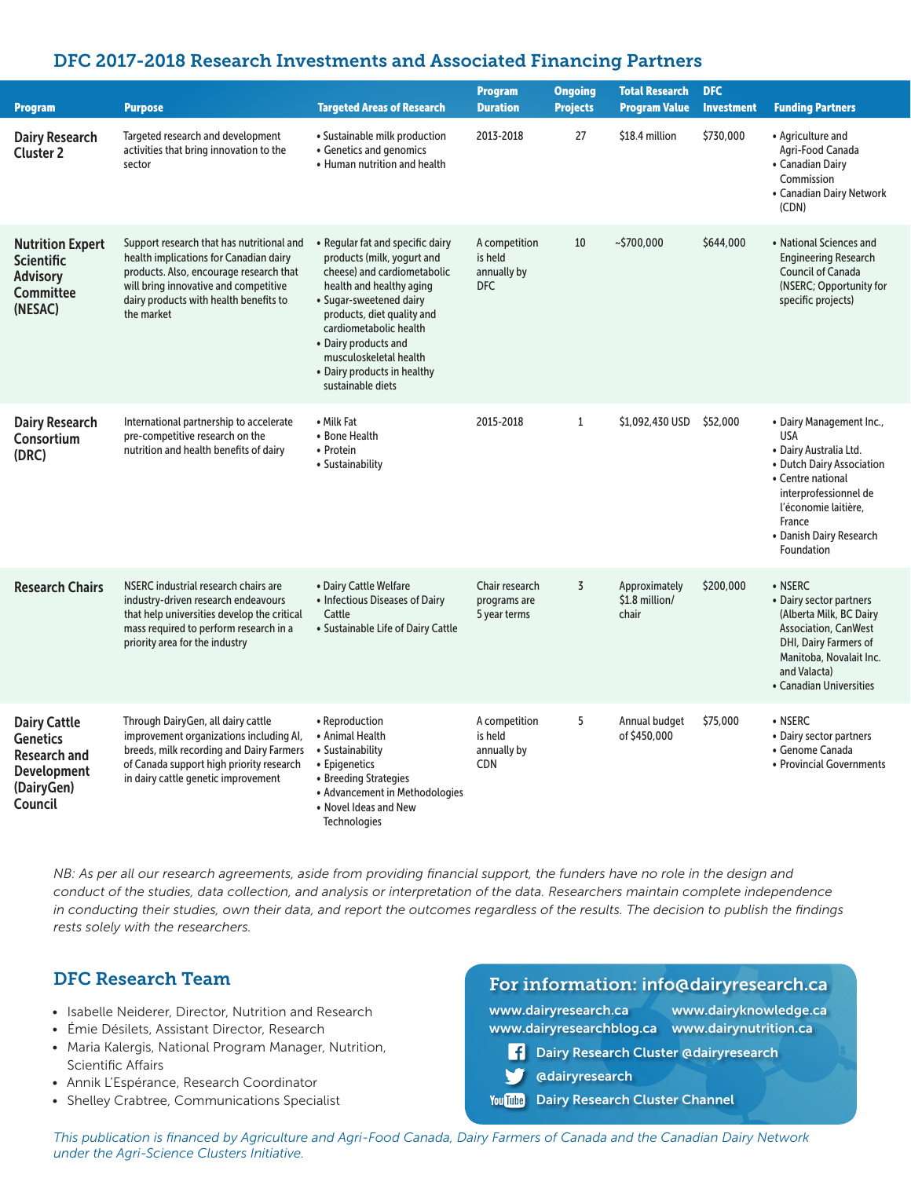## DFC 2017-2018 Research Investments and Associated Financing Partners

| Program | Purpose | Targeted Areas of Research | Program Duration | Ongoing Projects | Total Research Program Value | DFC Investment | Funding Partners |
|---|---|---|---|---|---|---|---|
| **Dairy Research Cluster 2** | Targeted research and development activities that bring innovation to the sector | • Sustainable milk production<br>• Genetics and genomics<br>• Human nutrition and health | 2013-2018 | 27 | $18.4 million | $730,000 | • Agriculture and Agri-Food Canada<br>• Canadian Dairy Commission<br>• Canadian Dairy Network (CDN) |
| **Nutrition Expert Scientific Advisory Committee (NESAC)** | Support research that has nutritional and health implications for Canadian dairy products. Also, encourage research that will bring innovative and competitive dairy products with health benefits to the market | • Regular fat and specific dairy products (milk, yogurt and cheese) and cardiometabolic health and healthy aging<br>• Sugar-sweetened dairy products, diet quality and cardiometabolic health<br>• Dairy products and musculoskeletal health<br>• Dairy products in healthy sustainable diets | A competition is held annually by DFC | 10 | ~$700,000 | $644,000 | • National Sciences and Engineering Research Council of Canada (NSERC; Opportunity for specific projects) |
| **Dairy Research Consortium (DRC)** | International partnership to accelerate pre-competitive research on the nutrition and health benefits of dairy | • Milk Fat<br>• Bone Health<br>• Protein<br>• Sustainability | 2015-2018 | 1 | $1,092,430 USD | $52,000 | • Dairy Management Inc., USA<br>• Dairy Australia Ltd.<br>• Dutch Dairy Association<br>• Centre national interprofessionnel de l'économie laitière, France<br>• Danish Dairy Research Foundation |
| **Research Chairs** | NSERC industrial research chairs are industry-driven research endeavours that help universities develop the critical mass required to perform research in a priority area for the industry | • Dairy Cattle Welfare<br>• Infectious Diseases of Dairy Cattle<br>• Sustainable Life of Dairy Cattle | Chair research programs are 5 year terms | 3 | Approximately $1.8 million/ chair | $200,000 | • NSERC<br>• Dairy sector partners (Alberta Milk, BC Dairy Association, CanWest DHI, Dairy Farmers of Manitoba, Novalait Inc. and Valacta)<br>• Canadian Universities |
| **Dairy Cattle Genetics Research and Development (DairyGen) Council** | Through DairyGen, all dairy cattle improvement organizations including AI, breeds, milk recording and Dairy Farmers of Canada support high priority research in dairy cattle genetic improvement | • Reproduction<br>• Animal Health<br>• Sustainability<br>• Epigenetics<br>• Breeding Strategies<br>• Advancement in Methodologies<br>• Novel Ideas and New Technologies | A competition is held annually by CDN | 5 | Annual budget of $450,000 | $75,000 | • NSERC<br>• Dairy sector partners<br>• Genome Canada<br>• Provincial Governments |

*NB: As per all our research agreements, aside from providing financial support, the funders have no role in the design and conduct of the studies, data collection, and analysis or interpretation of the data. Researchers maintain complete independence in conducting their studies, own their data, and report the outcomes regardless of the results. The decision to publish the findings rests solely with the researchers.*

## DFC Research Team

- Isabelle Neiderer, Director, Nutrition and Research
- Émie Désilets, Assistant Director, Research
- Maria Kalergis, National Program Manager, Nutrition, Scientific Affairs
- Annik L'Espérance, Research Coordinator
- Shelley Crabtree, Communications Specialist

## For information: info@dairyresearch.ca

www.dairyresearch.ca  
www.dairyknowledge.ca  
www.dairyresearchblog.ca  
www.dairynutrition.ca

Dairy Research Cluster @dairyresearch

@dairyresearch

Dairy Research Cluster Channel

*This publication is financed by Agriculture and Agri-Food Canada, Dairy Farmers of Canada and the Canadian Dairy Network under the Agri-Science Clusters Initiative.*